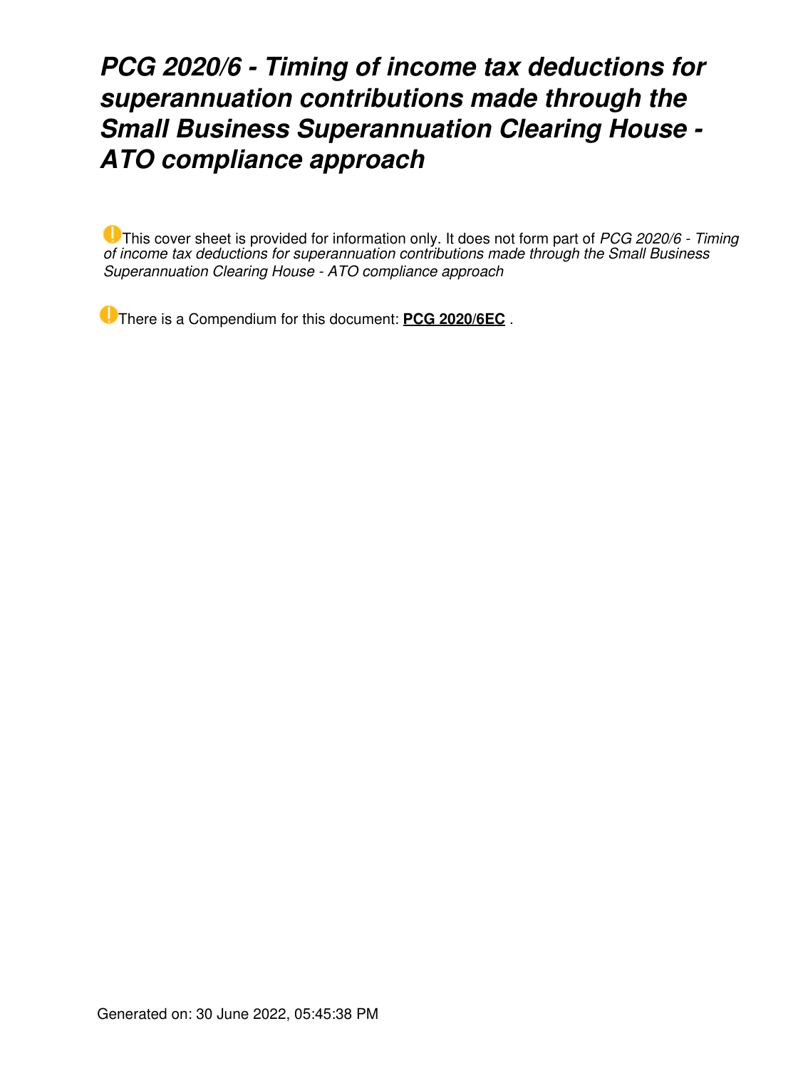# *PCG 2020/6 - Timing of income tax deductions for superannuation contributions made through the Small Business Superannuation Clearing House - ATO compliance approach*

This cover sheet is provided for information only. It does not form part of *PCG 2020/6 - Timing of income tax deductions for superannuation contributions made through the Small Business Superannuation Clearing House - ATO compliance approach*

There is a Compendium for this document: **PCG 2020/6EC** .

Generated on: 30 June 2022, 05:45:38 PM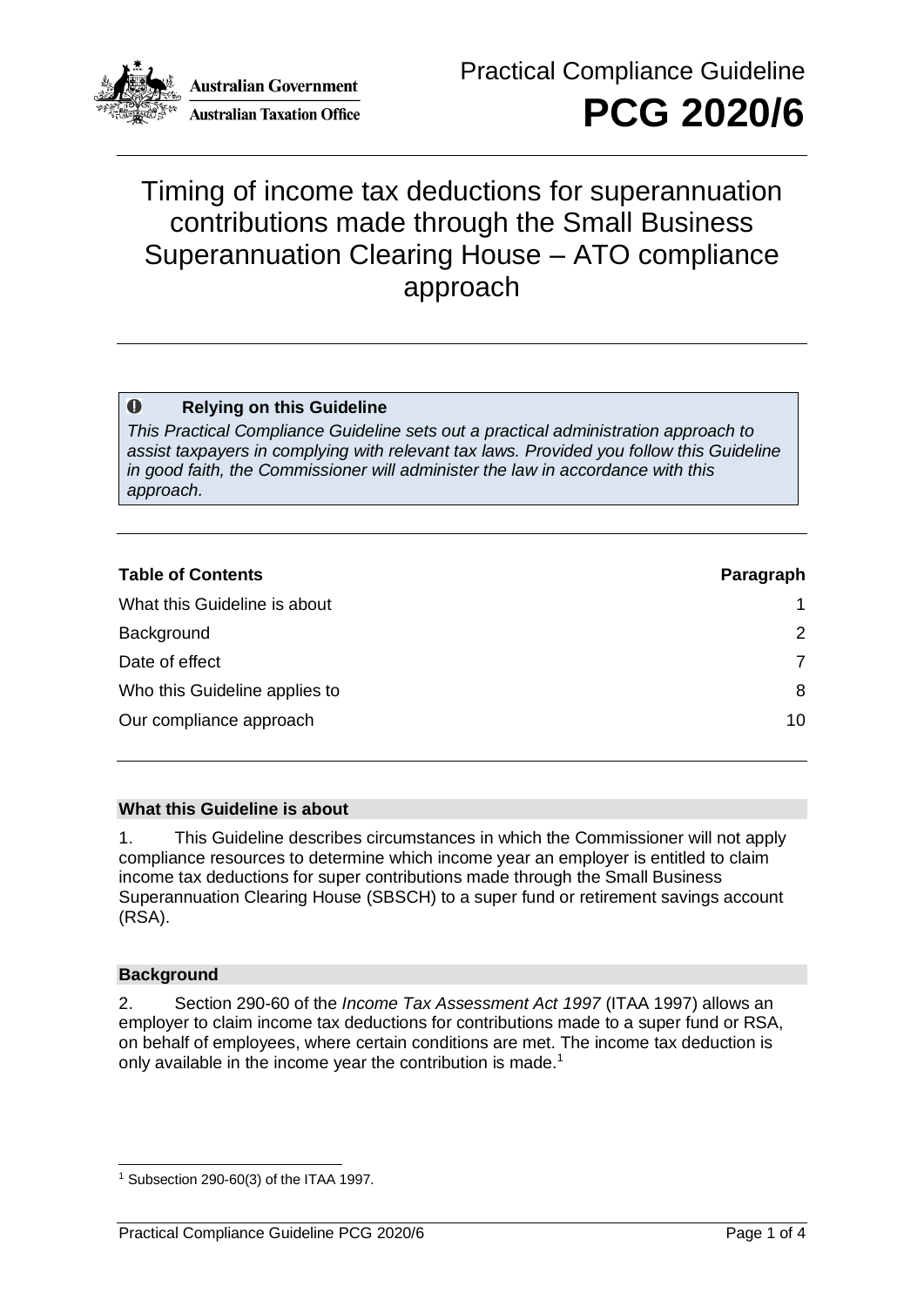Practical Compliance Guideline

# PCG 2020/6

## Timing of income tax deductions for superannuation contributions made through the Small Business Superannuation Clearing House – ATO compliance approach

> **Relying on this Guideline**
>
> *This Practical Compliance Guideline sets out a practical administration approach to assist taxpayers in complying with relevant tax laws. Provided you follow this Guideline in good faith, the Commissioner will administer the law in accordance with this approach.*

| Table of Contents | Paragraph |
| --- | --- |
| What this Guideline is about | 1 |
| Background | 2 |
| Date of effect | 7 |
| Who this Guideline applies to | 8 |
| Our compliance approach | 10 |

### What this Guideline is about

1. This Guideline describes circumstances in which the Commissioner will not apply compliance resources to determine which income year an employer is entitled to claim income tax deductions for super contributions made through the Small Business Superannuation Clearing House (SBSCH) to a super fund or retirement savings account (RSA).

### Background

2. Section 290-60 of the *Income Tax Assessment Act 1997* (ITAA 1997) allows an employer to claim income tax deductions for contributions made to a super fund or RSA, on behalf of employees, where certain conditions are met. The income tax deduction is only available in the income year the contribution is made.[1]

---

[1] Subsection 290-60(3) of the ITAA 1997.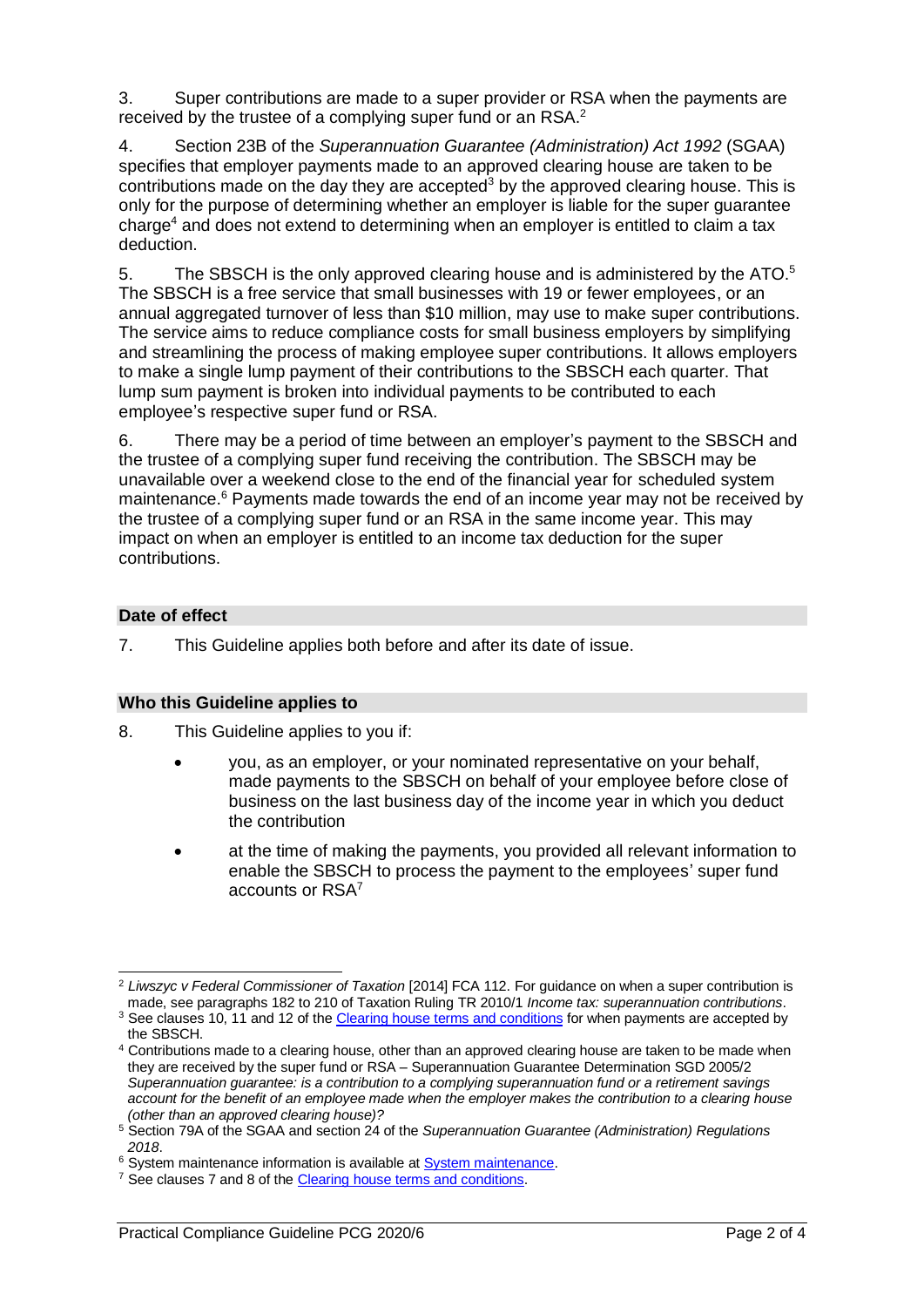3. Super contributions are made to a super provider or RSA when the payments are received by the trustee of a complying super fund or an RSA.[2]

4. Section 23B of the *Superannuation Guarantee (Administration) Act 1992* (SGAA) specifies that employer payments made to an approved clearing house are taken to be contributions made on the day they are accepted[3] by the approved clearing house. This is only for the purpose of determining whether an employer is liable for the super guarantee charge[4] and does not extend to determining when an employer is entitled to claim a tax deduction.

5. The SBSCH is the only approved clearing house and is administered by the ATO.[5] The SBSCH is a free service that small businesses with 19 or fewer employees, or an annual aggregated turnover of less than $10 million, may use to make super contributions. The service aims to reduce compliance costs for small business employers by simplifying and streamlining the process of making employee super contributions. It allows employers to make a single lump payment of their contributions to the SBSCH each quarter. That lump sum payment is broken into individual payments to be contributed to each employee's respective super fund or RSA.

6. There may be a period of time between an employer's payment to the SBSCH and the trustee of a complying super fund receiving the contribution. The SBSCH may be unavailable over a weekend close to the end of the financial year for scheduled system maintenance.[6] Payments made towards the end of an income year may not be received by the trustee of a complying super fund or an RSA in the same income year. This may impact on when an employer is entitled to an income tax deduction for the super contributions.

## Date of effect

7. This Guideline applies both before and after its date of issue.

## Who this Guideline applies to

8. This Guideline applies to you if:

- you, as an employer, or your nominated representative on your behalf, made payments to the SBSCH on behalf of your employee before close of business on the last business day of the income year in which you deduct the contribution
- at the time of making the payments, you provided all relevant information to enable the SBSCH to process the payment to the employees' super fund accounts or RSA[7]

---

[2] *Liwszyc v Federal Commissioner of Taxation* [2014] FCA 112. For guidance on when a super contribution is made, see paragraphs 182 to 210 of Taxation Ruling TR 2010/1 *Income tax: superannuation contributions*.

[3] See clauses 10, 11 and 12 of the Clearing house terms and conditions for when payments are accepted by the SBSCH.

[4] Contributions made to a clearing house, other than an approved clearing house are taken to be made when they are received by the super fund or RSA – Superannuation Guarantee Determination SGD 2005/2 *Superannuation guarantee: is a contribution to a complying superannuation fund or a retirement savings account for the benefit of an employee made when the employer makes the contribution to a clearing house (other than an approved clearing house)?*

[5] Section 79A of the SGAA and section 24 of the *Superannuation Guarantee (Administration) Regulations 2018*.

[6] System maintenance information is available at System maintenance.

[7] See clauses 7 and 8 of the Clearing house terms and conditions.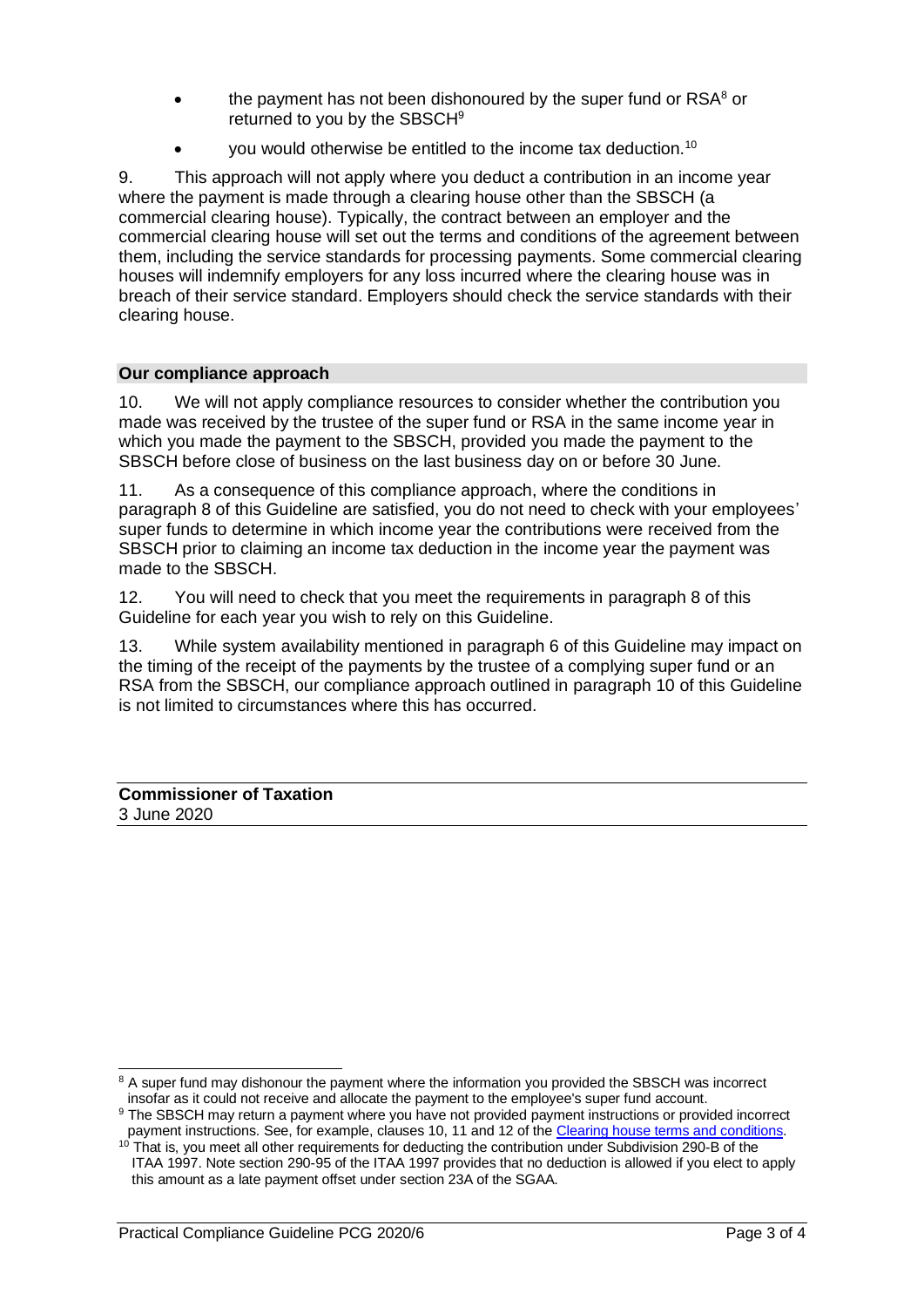- the payment has not been dishonoured by the super fund or RSA[8] or returned to you by the SBSCH[9]
- you would otherwise be entitled to the income tax deduction.[10]

9. This approach will not apply where you deduct a contribution in an income year where the payment is made through a clearing house other than the SBSCH (a commercial clearing house). Typically, the contract between an employer and the commercial clearing house will set out the terms and conditions of the agreement between them, including the service standards for processing payments. Some commercial clearing houses will indemnify employers for any loss incurred where the clearing house was in breach of their service standard. Employers should check the service standards with their clearing house.

## Our compliance approach

10. We will not apply compliance resources to consider whether the contribution you made was received by the trustee of the super fund or RSA in the same income year in which you made the payment to the SBSCH, provided you made the payment to the SBSCH before close of business on the last business day on or before 30 June.

11. As a consequence of this compliance approach, where the conditions in paragraph 8 of this Guideline are satisfied, you do not need to check with your employees' super funds to determine in which income year the contributions were received from the SBSCH prior to claiming an income tax deduction in the income year the payment was made to the SBSCH.

12. You will need to check that you meet the requirements in paragraph 8 of this Guideline for each year you wish to rely on this Guideline.

13. While system availability mentioned in paragraph 6 of this Guideline may impact on the timing of the receipt of the payments by the trustee of a complying super fund or an RSA from the SBSCH, our compliance approach outlined in paragraph 10 of this Guideline is not limited to circumstances where this has occurred.

**Commissioner of Taxation**
3 June 2020

---

[8] A super fund may dishonour the payment where the information you provided the SBSCH was incorrect insofar as it could not receive and allocate the payment to the employee's super fund account.

[9] The SBSCH may return a payment where you have not provided payment instructions or provided incorrect payment instructions. See, for example, clauses 10, 11 and 12 of the Clearing house terms and conditions.

[10] That is, you meet all other requirements for deducting the contribution under Subdivision 290-B of the ITAA 1997. Note section 290-95 of the ITAA 1997 provides that no deduction is allowed if you elect to apply this amount as a late payment offset under section 23A of the SGAA.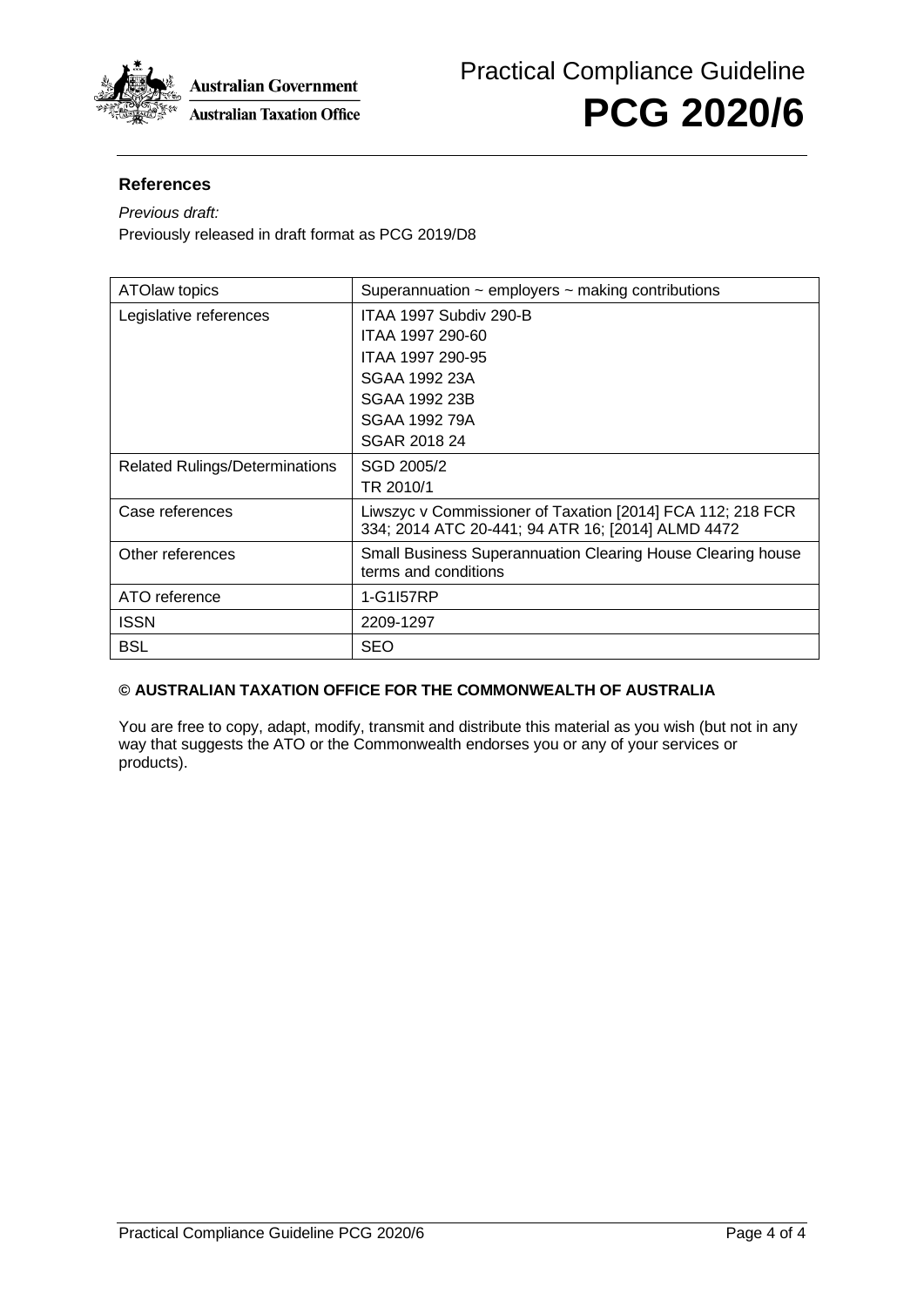## References

*Previous draft:*

Previously released in draft format as PCG 2019/D8

| | |
|---|---|
| ATOlaw topics | Superannuation ~ employers ~ making contributions |
| Legislative references | ITAA 1997 Subdiv 290-B<br>ITAA 1997 290-60<br>ITAA 1997 290-95<br>SGAA 1992 23A<br>SGAA 1992 23B<br>SGAA 1992 79A<br>SGAR 2018 24 |
| Related Rulings/Determinations | SGD 2005/2<br>TR 2010/1 |
| Case references | Liwszyc v Commissioner of Taxation [2014] FCA 112; 218 FCR 334; 2014 ATC 20-441; 94 ATR 16; [2014] ALMD 4472 |
| Other references | Small Business Superannuation Clearing House Clearing house terms and conditions |
| ATO reference | 1-G1I57RP |
| ISSN | 2209-1297 |
| BSL | SEO |

**© AUSTRALIAN TAXATION OFFICE FOR THE COMMONWEALTH OF AUSTRALIA**

You are free to copy, adapt, modify, transmit and distribute this material as you wish (but not in any way that suggests the ATO or the Commonwealth endorses you or any of your services or products).